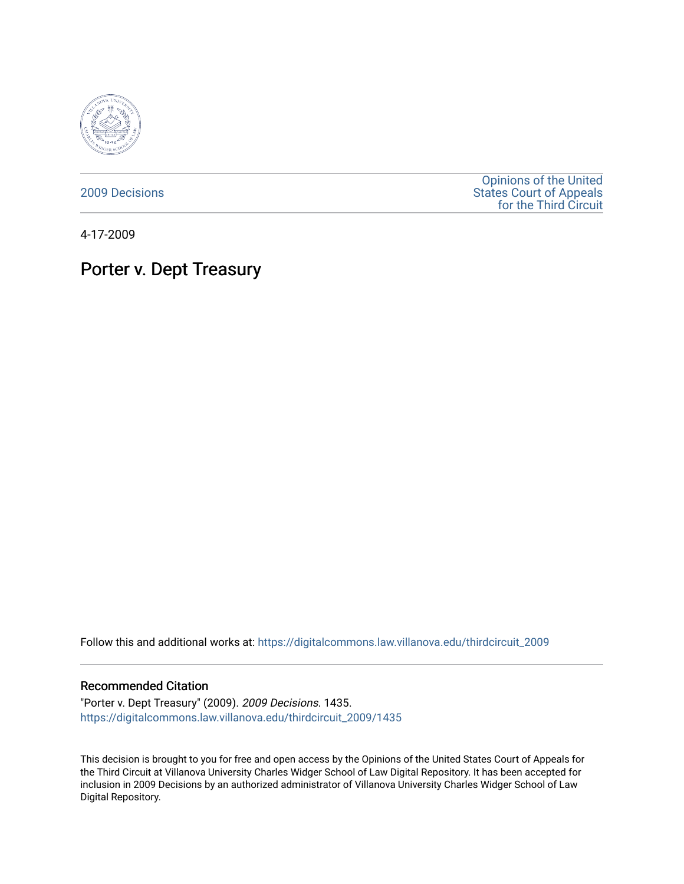2009 Decisions

Opinions of the United States Court of Appeals for the Third Circuit

4-17-2009

# Porter v. Dept Treasury

Follow this and additional works at: https://digitalcommons.law.villanova.edu/thirdcircuit_2009

## Recommended Citation

"Porter v. Dept Treasury" (2009). *2009 Decisions*. 1435.
https://digitalcommons.law.villanova.edu/thirdcircuit_2009/1435

This decision is brought to you for free and open access by the Opinions of the United States Court of Appeals for the Third Circuit at Villanova University Charles Widger School of Law Digital Repository. It has been accepted for inclusion in 2009 Decisions by an authorized administrator of Villanova University Charles Widger School of Law Digital Repository.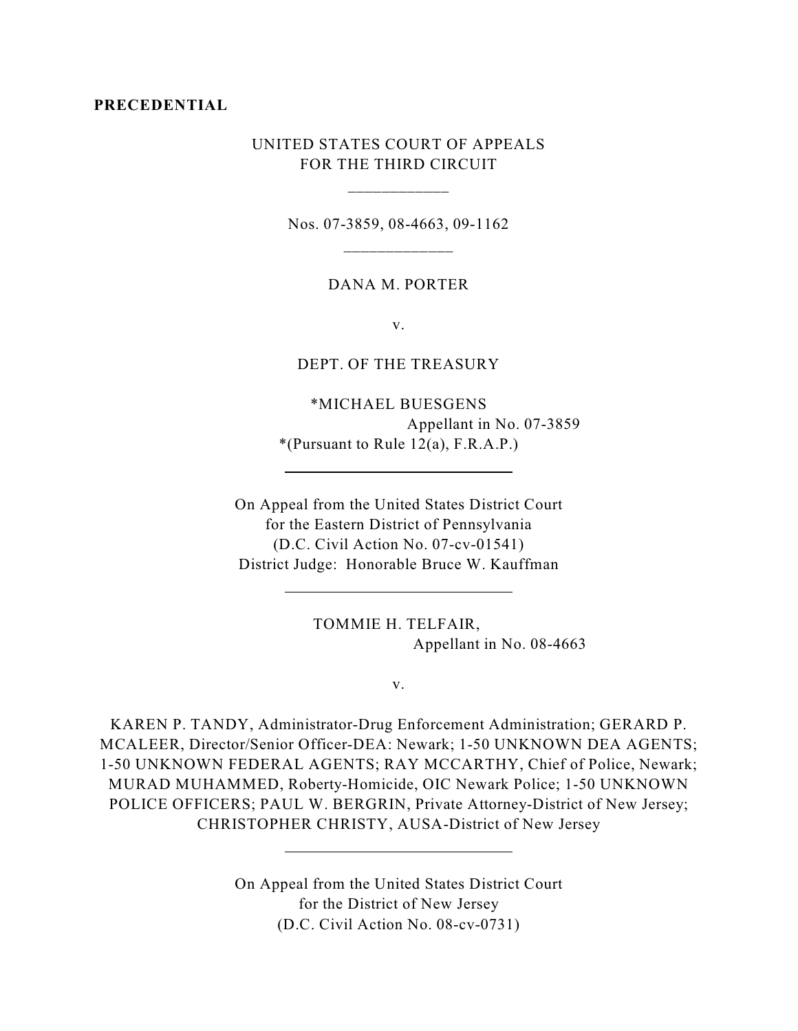**PRECEDENTIAL**

UNITED STATES COURT OF APPEALS
FOR THE THIRD CIRCUIT

\_\_\_\_\_\_\_\_\_\_\_\_

Nos. 07-3859, 08-4663, 09-1162

\_\_\_\_\_\_\_\_\_\_\_\_\_

DANA M. PORTER

v.

DEPT. OF THE TREASURY

*MICHAEL BUESGENS
Appellant in No. 07-3859
*(Pursuant to Rule 12(a), F.R.A.P.)

---

On Appeal from the United States District Court
for the Eastern District of Pennsylvania
(D.C. Civil Action No. 07-cv-01541)
District Judge: Honorable Bruce W. Kauffman

---

TOMMIE H. TELFAIR,
Appellant in No. 08-4663

v.

KAREN P. TANDY, Administrator-Drug Enforcement Administration; GERARD P. MCALEER, Director/Senior Officer-DEA: Newark; 1-50 UNKNOWN DEA AGENTS; 1-50 UNKNOWN FEDERAL AGENTS; RAY MCCARTHY, Chief of Police, Newark; MURAD MUHAMMED, Roberty-Homicide, OIC Newark Police; 1-50 UNKNOWN POLICE OFFICERS; PAUL W. BERGRIN, Private Attorney-District of New Jersey; CHRISTOPHER CHRISTY, AUSA-District of New Jersey

---

On Appeal from the United States District Court
for the District of New Jersey
(D.C. Civil Action No. 08-cv-0731)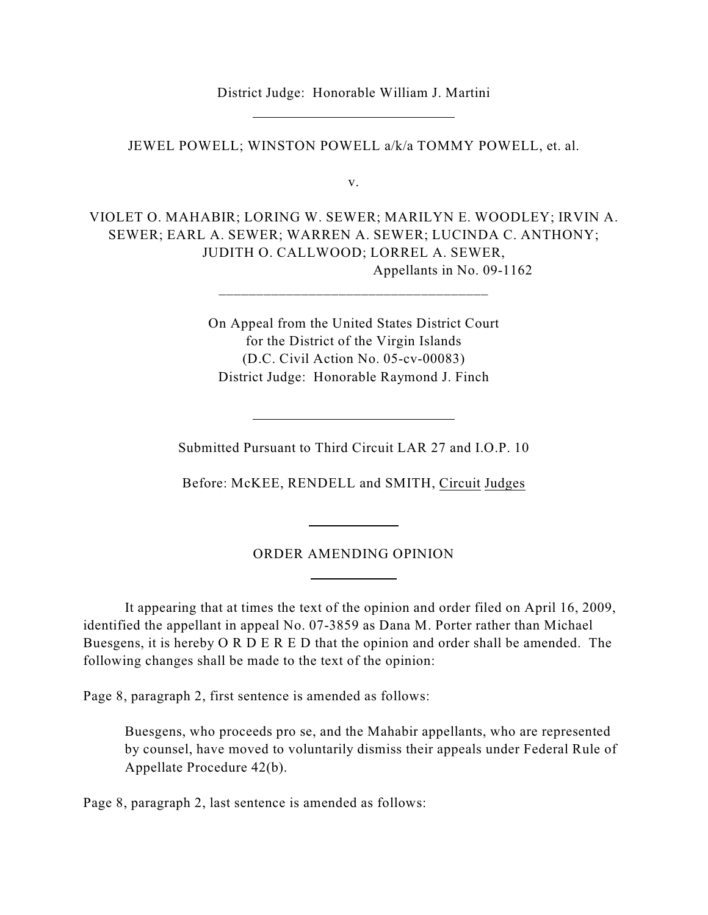District Judge: Honorable William J. Martini

---

JEWEL POWELL; WINSTON POWELL a/k/a TOMMY POWELL, et. al.

v.

VIOLET O. MAHABIR; LORING W. SEWER; MARILYN E. WOODLEY; IRVIN A. SEWER; EARL A. SEWER; WARREN A. SEWER; LUCINDA C. ANTHONY; JUDITH O. CALLWOOD; LORREL A. SEWER,

Appellants in No. 09-1162

---

On Appeal from the United States District Court
for the District of the Virgin Islands
(D.C. Civil Action No. 05-cv-00083)
District Judge: Honorable Raymond J. Finch

---

Submitted Pursuant to Third Circuit LAR 27 and I.O.P. 10

Before: McKEE, RENDELL and SMITH, Circuit Judges

---

ORDER AMENDING OPINION

---

It appearing that at times the text of the opinion and order filed on April 16, 2009, identified the appellant in appeal No. 07-3859 as Dana M. Porter rather than Michael Buesgens, it is hereby O R D E R E D that the opinion and order shall be amended. The following changes shall be made to the text of the opinion:

Page 8, paragraph 2, first sentence is amended as follows:

> Buesgens, who proceeds pro se, and the Mahabir appellants, who are represented by counsel, have moved to voluntarily dismiss their appeals under Federal Rule of Appellate Procedure 42(b).

Page 8, paragraph 2, last sentence is amended as follows: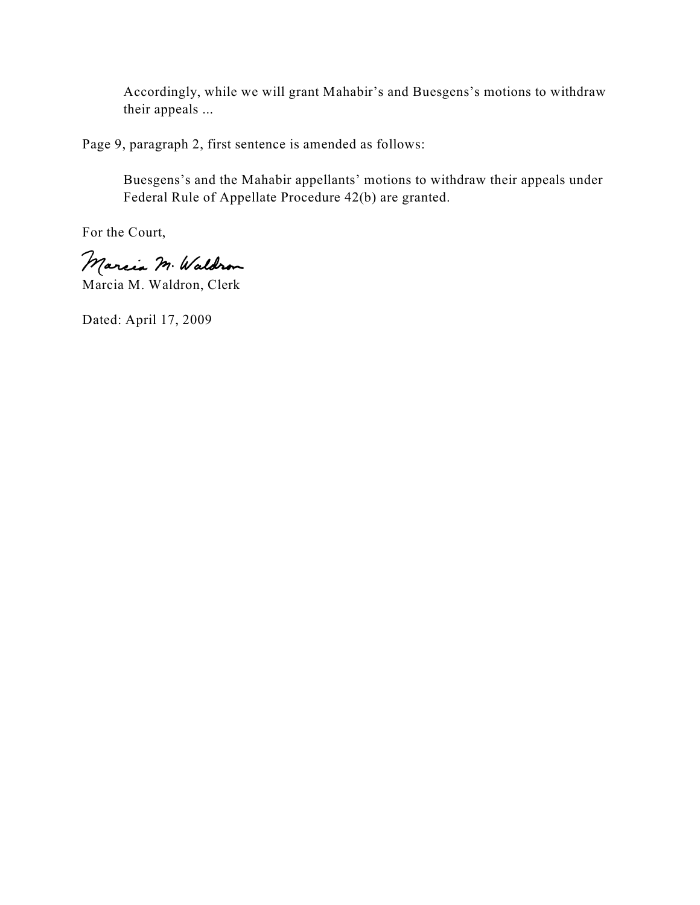> Accordingly, while we will grant Mahabir's and Buesgens's motions to withdraw their appeals ...

Page 9, paragraph 2, first sentence is amended as follows:

> Buesgens's and the Mahabir appellants' motions to withdraw their appeals under Federal Rule of Appellate Procedure 42(b) are granted.

For the Court,

Marcia M. Waldron

Marcia M. Waldron, Clerk

Dated: April 17, 2009